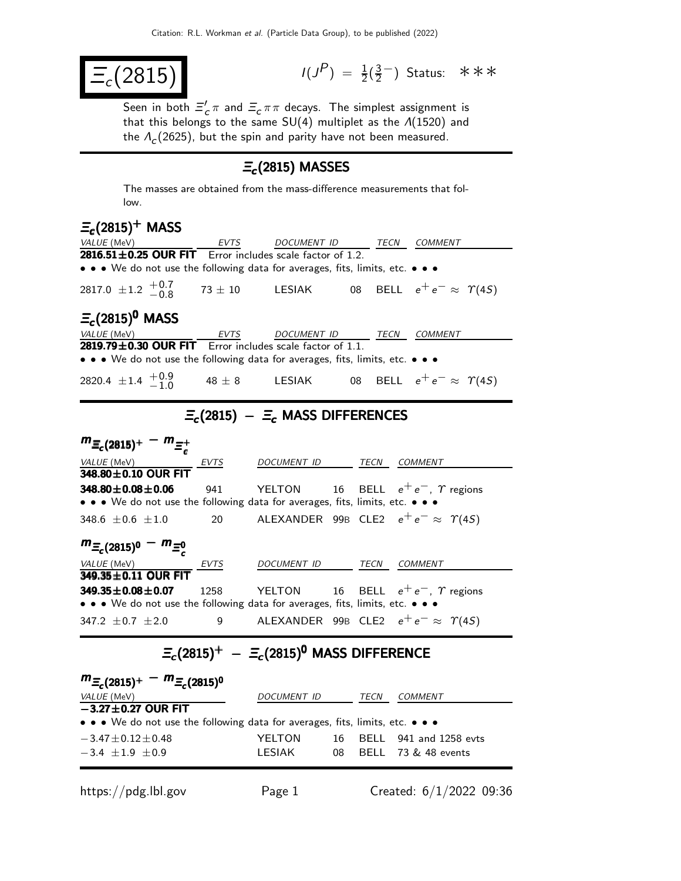# $\Xi_c(2815)$

$I(J^P) = \frac{1}{2}(\frac{3}{2}^-)$ Status: ∗∗∗

Seen in both $\Xi_c' \pi$ and $\Xi_c \pi\pi$ decays. The simplest assignment is that this belongs to the same SU(4) multiplet as the $\Lambda(1520)$ and the $\Lambda_c(2625)$, but the spin and parity have not been measured.

## $\Xi_c(2815)$ MASSES

The masses are obtained from the mass-difference measurements that follow.

### $\Xi_c(2815)^+$ MASS

| VALUE (MeV) | EVTS | DOCUMENT ID | | TECN | COMMENT |
|---|---|---|---|---|---|
| **2816.51±0.25 OUR FIT** Error includes scale factor of 1.2. | | | | | |
| • • • We do not use the following data for averages, fits, limits, etc. • • • | | | | | |
| $2817.0 \pm 1.2 \, ^{+0.7}_{-0.8}$ | $73 \pm 10$ | LESIAK | 08 | BELL | $e^+e^- \approx \Upsilon(4S)$ |

### $\Xi_c(2815)^0$ MASS

| VALUE (MeV) | EVTS | DOCUMENT ID | | TECN | COMMENT |
|---|---|---|---|---|---|
| **2819.79±0.30 OUR FIT** Error includes scale factor of 1.1. | | | | | |
| • • • We do not use the following data for averages, fits, limits, etc. • • • | | | | | |
| $2820.4 \pm 1.4 \, ^{+0.9}_{-1.0}$ | $48 \pm 8$ | LESIAK | 08 | BELL | $e^+e^- \approx \Upsilon(4S)$ |

## $\Xi_c(2815) - \Xi_c$ MASS DIFFERENCES

### $m_{\Xi_c(2815)^+} - m_{\Xi_c^+}$

| VALUE (MeV) | EVTS | DOCUMENT ID | | TECN | COMMENT |
|---|---|---|---|---|---|
| **348.80±0.10 OUR FIT** | | | | | |
| **348.80±0.08±0.06** | 941 | YELTON | 16 | BELL | $e^+e^-$, $\Upsilon$ regions |
| • • • We do not use the following data for averages, fits, limits, etc. • • • | | | | | |
| $348.6 \pm 0.6 \pm 1.0$ | 20 | ALEXANDER | 99B | CLE2 | $e^+e^- \approx \Upsilon(4S)$ |

### $m_{\Xi_c(2815)^0} - m_{\Xi_c^0}$

| VALUE (MeV) | EVTS | DOCUMENT ID | | TECN | COMMENT |
|---|---|---|---|---|---|
| **349.35±0.11 OUR FIT** | | | | | |
| **349.35±0.08±0.07** | 1258 | YELTON | 16 | BELL | $e^+e^-$, $\Upsilon$ regions |
| • • • We do not use the following data for averages, fits, limits, etc. • • • | | | | | |
| $347.2 \pm 0.7 \pm 2.0$ | 9 | ALEXANDER | 99B | CLE2 | $e^+e^- \approx \Upsilon(4S)$ |

## $\Xi_c(2815)^+ - \Xi_c(2815)^0$ MASS DIFFERENCE

### $m_{\Xi_c(2815)^+} - m_{\Xi_c(2815)^0}$

| VALUE (MeV) | DOCUMENT ID | | TECN | COMMENT |
|---|---|---|---|---|
| **−3.27±0.27 OUR FIT** | | | | |
| • • • We do not use the following data for averages, fits, limits, etc. • • • | | | | |
| $-3.47 \pm 0.12 \pm 0.48$ | YELTON | 16 | BELL | 941 and 1258 evts |
| $-3.4 \pm 1.9 \pm 0.9$ | LESIAK | 08 | BELL | 73 & 48 events |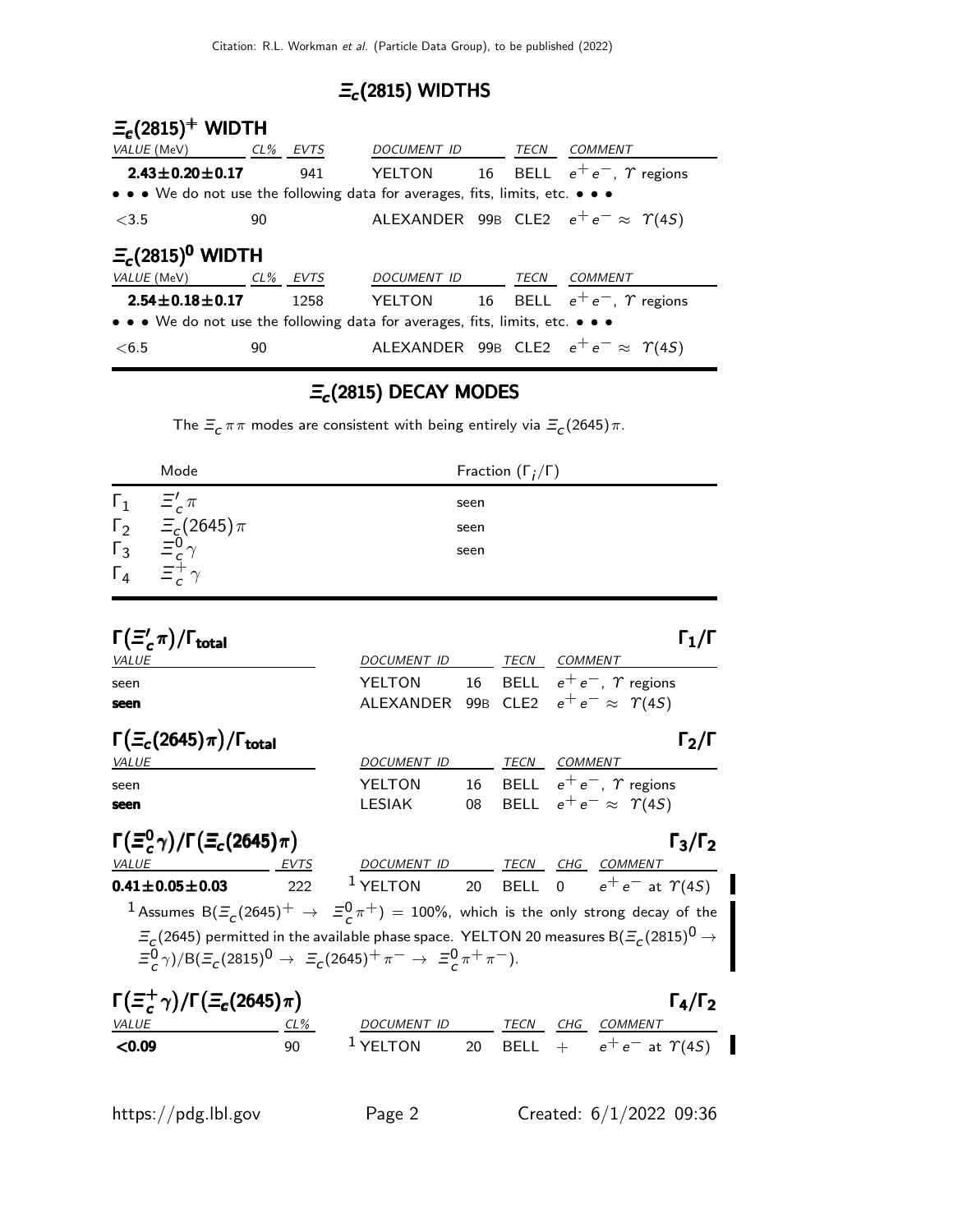## $\Xi_c(2815)$ WIDTHS

### $\Xi_c(2815)^+$ WIDTH

| VALUE (MeV) | CL% | EVTS | DOCUMENT ID | | TECN | COMMENT |
|---|---|---|---|---|---|---|
| **$2.43 \pm 0.20 \pm 0.17$** | | 941 | YELTON | 16 | BELL | $e^+ e^-$, $\Upsilon$ regions |
| • • • We do not use the following data for averages, fits, limits, etc. • • • | | | | | | |
| $<3.5$ | 90 | | ALEXANDER | 99B | CLE2 | $e^+ e^- \approx \Upsilon(4S)$ |

### $\Xi_c(2815)^0$ WIDTH

| VALUE (MeV) | CL% | EVTS | DOCUMENT ID | | TECN | COMMENT |
|---|---|---|---|---|---|---|
| **$2.54 \pm 0.18 \pm 0.17$** | | 1258 | YELTON | 16 | BELL | $e^+ e^-$, $\Upsilon$ regions |
| • • • We do not use the following data for averages, fits, limits, etc. • • • | | | | | | |
| $<6.5$ | 90 | | ALEXANDER | 99B | CLE2 | $e^+ e^- \approx \Upsilon(4S)$ |

## $\Xi_c(2815)$ DECAY MODES

The $\Xi_c \pi\pi$ modes are consistent with being entirely via $\Xi_c(2645)\pi$.

| | Mode | Fraction ($\Gamma_i/\Gamma$) |
|---|---|---|
| $\Gamma_1$ | $\Xi'_c \pi$ | seen |
| $\Gamma_2$ | $\Xi_c(2645)\pi$ | seen |
| $\Gamma_3$ | $\Xi_c^0 \gamma$ | seen |
| $\Gamma_4$ | $\Xi_c^+ \gamma$ | |

### $\Gamma(\Xi'_c \pi)/\Gamma_{\text{total}}$ $\qquad \Gamma_1/\Gamma$

| VALUE | DOCUMENT ID | | TECN | COMMENT |
|---|---|---|---|---|
| seen | YELTON | 16 | BELL | $e^+ e^-$, $\Upsilon$ regions |
| **seen** | ALEXANDER | 99B | CLE2 | $e^+ e^- \approx \Upsilon(4S)$ |

### $\Gamma(\Xi_c(2645)\pi)/\Gamma_{\text{total}}$ $\qquad \Gamma_2/\Gamma$

| VALUE | DOCUMENT ID | | TECN | COMMENT |
|---|---|---|---|---|
| seen | YELTON | 16 | BELL | $e^+ e^-$, $\Upsilon$ regions |
| **seen** | LESIAK | 08 | BELL | $e^+ e^- \approx \Upsilon(4S)$ |

### $\Gamma(\Xi_c^0 \gamma)/\Gamma(\Xi_c(2645)\pi)$ $\qquad \Gamma_3/\Gamma_2$

| VALUE | EVTS | DOCUMENT ID | | TECN | CHG | COMMENT |
|---|---|---|---|---|---|---|
| **$0.41 \pm 0.05 \pm 0.03$** | 222 | [1] YELTON | 20 | BELL | 0 | $e^+ e^-$ at $\Upsilon(4S)$ |

[1] Assumes $B(\Xi_c(2645)^+ \rightarrow \Xi_c^0 \pi^+) = 100\%$, which is the only strong decay of the $\Xi_c(2645)$ permitted in the available phase space. YELTON 20 measures $B(\Xi_c(2815)^0 \rightarrow \Xi_c^0 \gamma)/B(\Xi_c(2815)^0 \rightarrow \Xi_c(2645)^+ \pi^- \rightarrow \Xi_c^0 \pi^+ \pi^-)$.

### $\Gamma(\Xi_c^+ \gamma)/\Gamma(\Xi_c(2645)\pi)$ $\qquad \Gamma_4/\Gamma_2$

| VALUE | CL% | DOCUMENT ID | | TECN | CHG | COMMENT |
|---|---|---|---|---|---|---|
| **$<0.09$** | 90 | [1] YELTON | 20 | BELL | + | $e^+ e^-$ at $\Upsilon(4S)$ |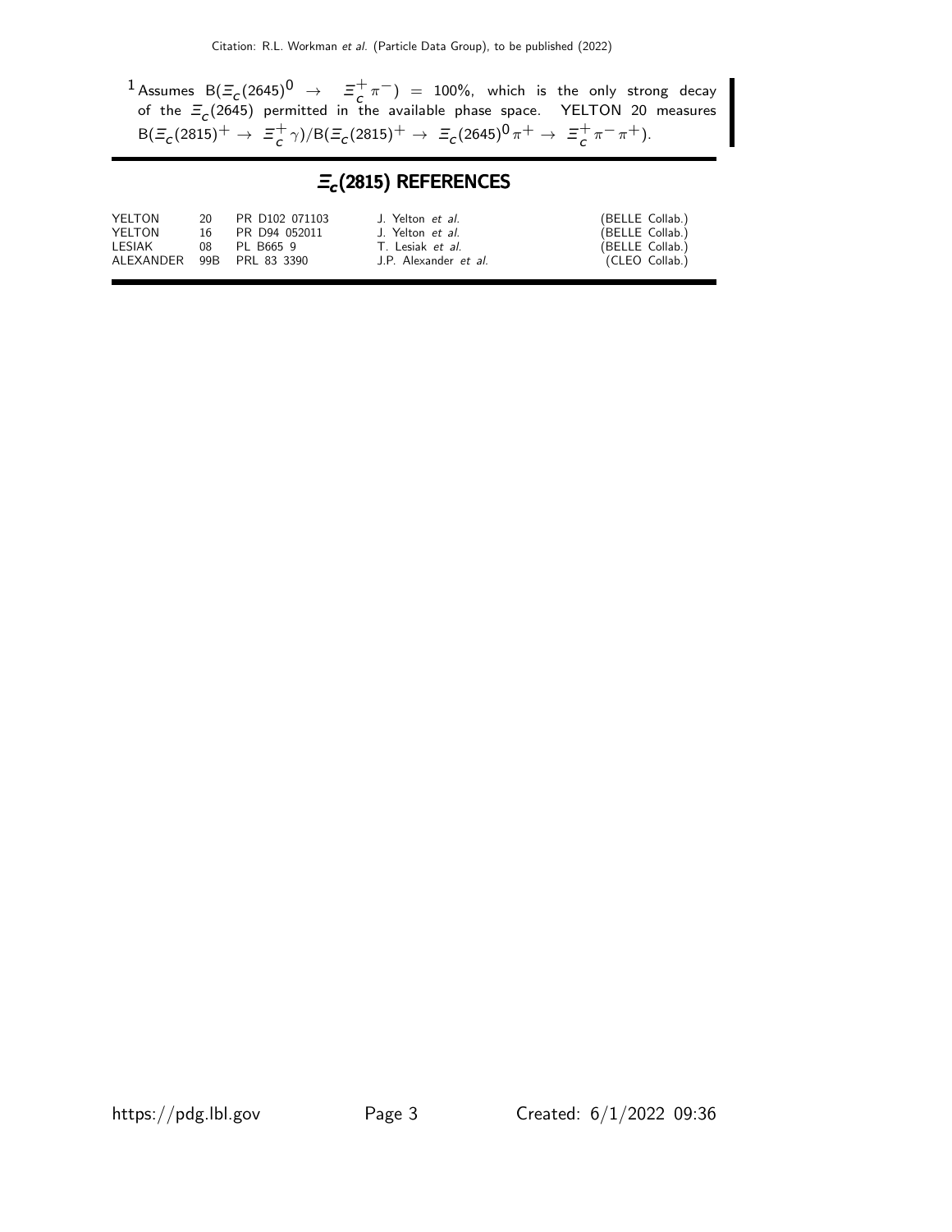[1] Assumes $B(\Xi_c(2645)^0 \rightarrow \Xi_c^+ \pi^-) = 100\%$, which is the only strong decay of the $\Xi_c(2645)$ permitted in the available phase space. YELTON 20 measures $B(\Xi_c(2815)^+ \rightarrow \Xi_c^+ \gamma)/B(\Xi_c(2815)^+ \rightarrow \Xi_c(2645)^0 \pi^+ \rightarrow \Xi_c^+ \pi^- \pi^+)$.

## $\Xi_c(2815)$ REFERENCES

| | | | | |
|---|---|---|---|---|
| YELTON | 20 | PR D102 071103 | J. Yelton *et al.* | (BELLE Collab.) |
| YELTON | 16 | PR D94 052011 | J. Yelton *et al.* | (BELLE Collab.) |
| LESIAK | 08 | PL B665 9 | T. Lesiak *et al.* | (BELLE Collab.) |
| ALEXANDER | 99B | PRL 83 3390 | J.P. Alexander *et al.* | (CLEO Collab.) |